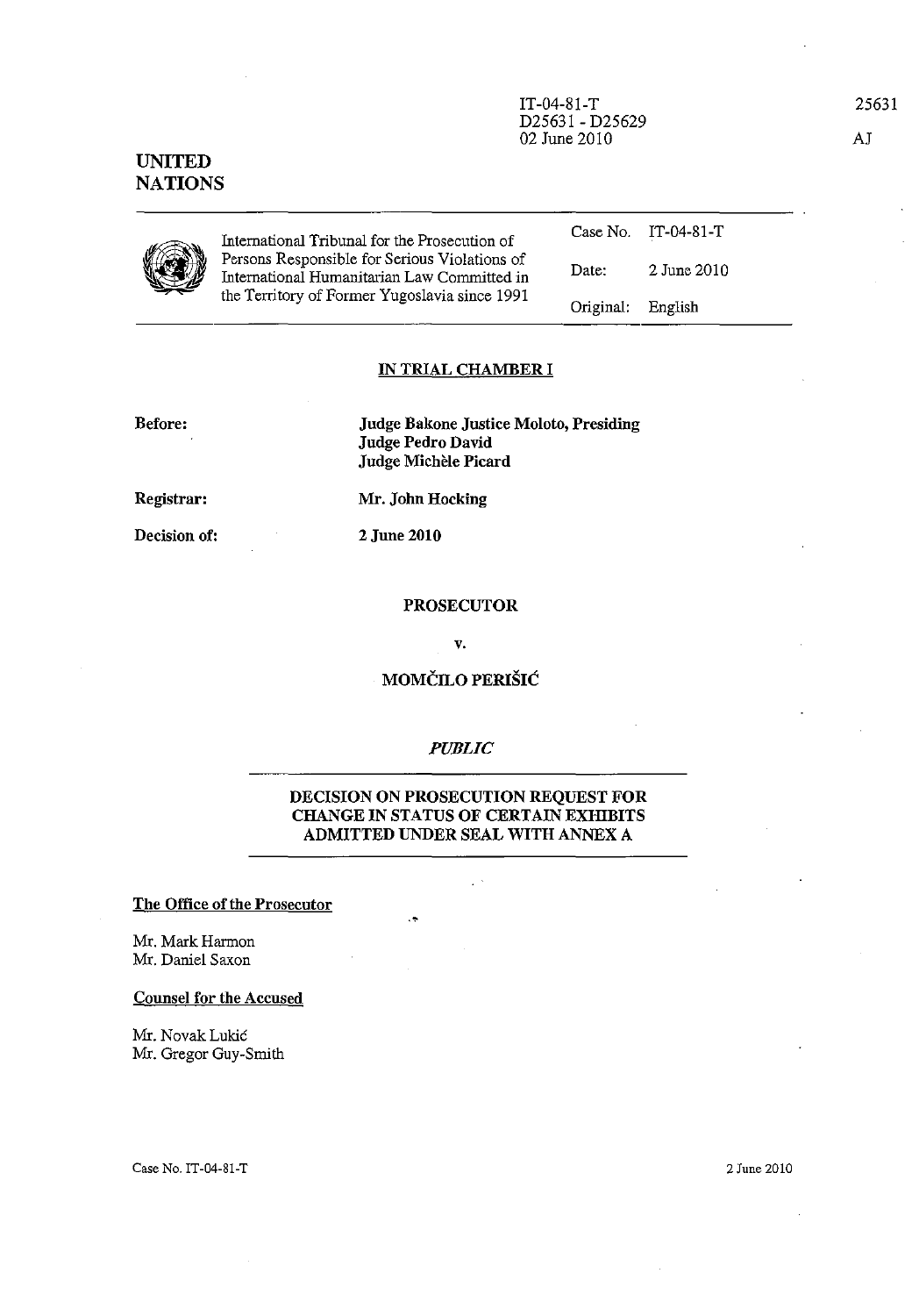IT-04-81-T
D25631 - D25629
02 June 2010

25631

AJ

**UNITED NATIONS**

| International Tribunal for the Prosecution of Persons Responsible for Serious Violations of International Humanitarian Law Committed in the Territory of Former Yugoslavia since 1991 | Case No. | IT-04-81-T |
|---|---|---|
| | Date: | 2 June 2010 |
| | Original: | English |

## IN TRIAL CHAMBER I

**Before:** **Judge Bakone Justice Moloto, Presiding**
**Judge Pedro David**
**Judge Michèle Picard**

**Registrar:** **Mr. John Hocking**

**Decision of:** **2 June 2010**

**PROSECUTOR**

**v.**

**MOMČILO PERIŠIĆ**

***PUBLIC***

## DECISION ON PROSECUTION REQUEST FOR CHANGE IN STATUS OF CERTAIN EXHIBITS ADMITTED UNDER SEAL WITH ANNEX A

**The Office of the Prosecutor**

Mr. Mark Harmon
Mr. Daniel Saxon

**Counsel for the Accused**

Mr. Novak Lukić
Mr. Gregor Guy-Smith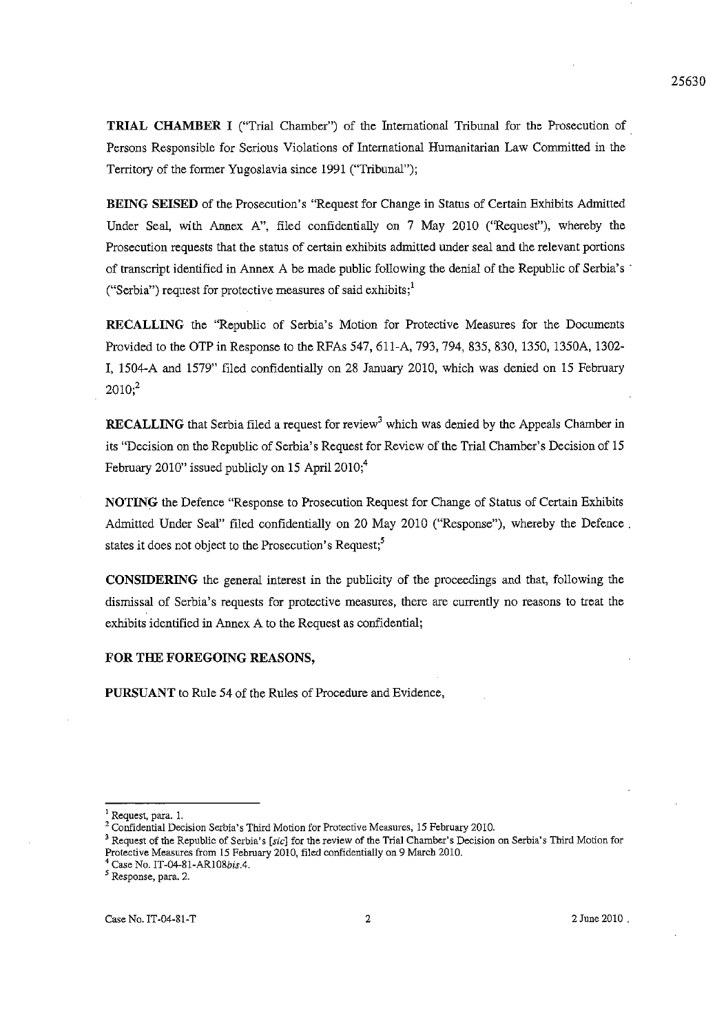**TRIAL CHAMBER** I ("Trial Chamber") of the International Tribunal for the Prosecution of Persons Responsible for Serious Violations of International Humanitarian Law Committed in the Territory of the former Yugoslavia since 1991 ("Tribunal");

**BEING SEISED** of the Prosecution's "Request for Change in Status of Certain Exhibits Admitted Under Seal, with Annex A", filed confidentially on 7 May 2010 ("Request"), whereby the Prosecution requests that the status of certain exhibits admitted under seal and the relevant portions of transcript identified in Annex A be made public following the denial of the Republic of Serbia's ("Serbia") request for protective measures of said exhibits;[1]

**RECALLING** the "Republic of Serbia's Motion for Protective Measures for the Documents Provided to the OTP in Response to the RFAs 547, 611-A, 793, 794, 835, 830, 1350, 1350A, 1302-I, 1504-A and 1579" filed confidentially on 28 January 2010, which was denied on 15 February 2010;[2]

**RECALLING** that Serbia filed a request for review[3] which was denied by the Appeals Chamber in its "Decision on the Republic of Serbia's Request for Review of the Trial Chamber's Decision of 15 February 2010" issued publicly on 15 April 2010;[4]

**NOTING** the Defence "Response to Prosecution Request for Change of Status of Certain Exhibits Admitted Under Seal" filed confidentially on 20 May 2010 ("Response"), whereby the Defence states it does not object to the Prosecution's Request;[5]

**CONSIDERING** the general interest in the publicity of the proceedings and that, following the dismissal of Serbia's requests for protective measures, there are currently no reasons to treat the exhibits identified in Annex A to the Request as confidential;

**FOR THE FOREGOING REASONS,**

**PURSUANT** to Rule 54 of the Rules of Procedure and Evidence,

---

[1] Request, para. 1.

[2] Confidential Decision Serbia's Third Motion for Protective Measures, 15 February 2010.

[3] Request of the Republic of Serbia's [*sic*] for the review of the Trial Chamber's Decision on Serbia's Third Motion for Protective Measures from 15 February 2010, filed confidentially on 9 March 2010.

[4] Case No. IT-04-81-AR108*bis*.4.

[5] Response, para. 2.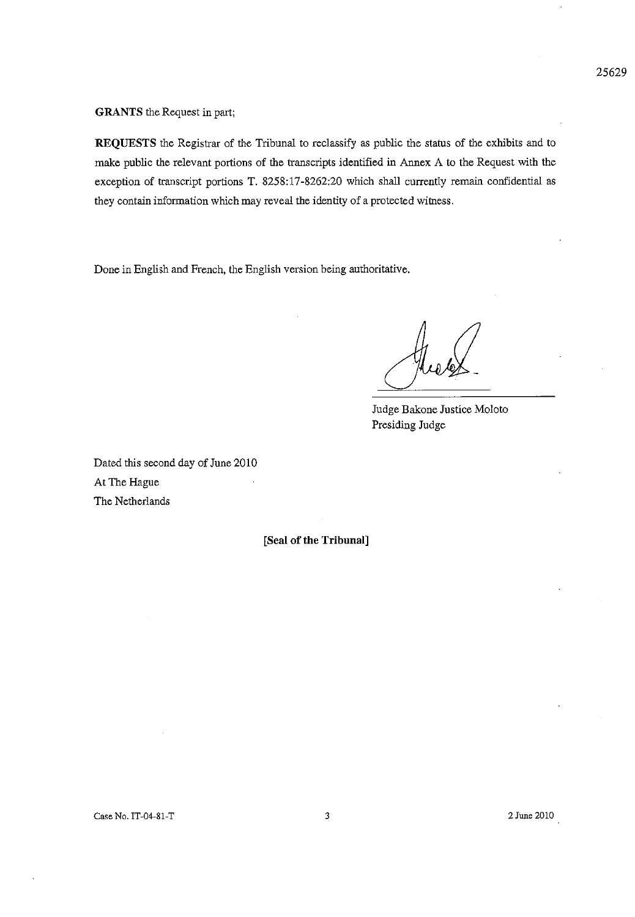**GRANTS** the Request in part;

**REQUESTS** the Registrar of the Tribunal to reclassify as public the status of the exhibits and to make public the relevant portions of the transcripts identified in Annex A to the Request with the exception of transcript portions T. 8258:17-8262:20 which shall currently remain confidential as they contain information which may reveal the identity of a protected witness.

Done in English and French, the English version being authoritative.

Judge Bakone Justice Moloto
Presiding Judge

Dated this second day of June 2010
At The Hague
The Netherlands

**[Seal of the Tribunal]**